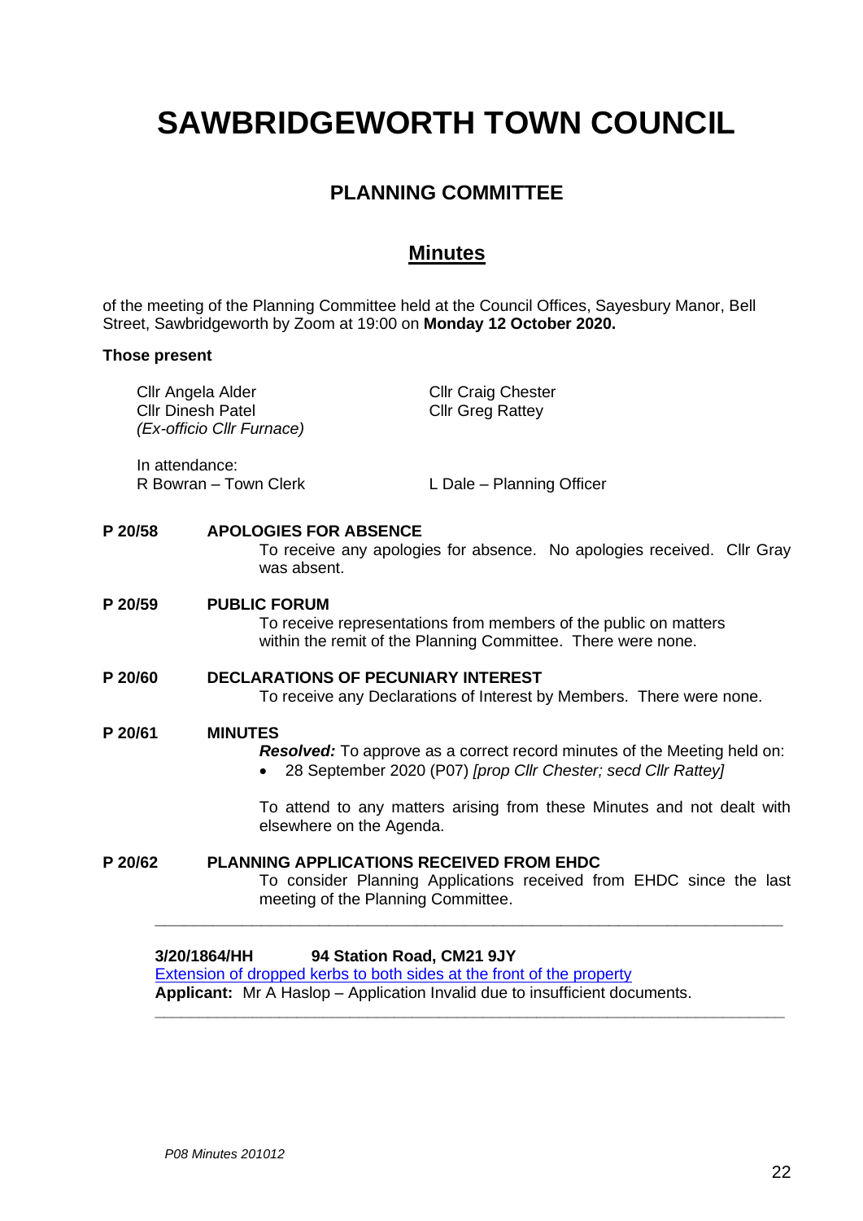# SAWBRIDGEWORTH TOWN COUNCIL

## PLANNING COMMITTEE

## Minutes

of the meeting of the Planning Committee held at the Council Offices, Sayesbury Manor, Bell Street, Sawbridgeworth by Zoom at 19:00 on **Monday 12 October 2020.**

**Those present**

Cllr Angela Alder
Cllr Dinesh Patel
*(Ex-officio Cllr Furnace)*

Cllr Craig Chester
Cllr Greg Rattey

In attendance:
R Bowran – Town Clerk

L Dale – Planning Officer

**P 20/58 APOLOGIES FOR ABSENCE**

To receive any apologies for absence. No apologies received. Cllr Gray was absent.

**P 20/59 PUBLIC FORUM**

To receive representations from members of the public on matters within the remit of the Planning Committee. There were none.

**P 20/60 DECLARATIONS OF PECUNIARY INTEREST**

To receive any Declarations of Interest by Members. There were none.

**P 20/61 MINUTES**

***Resolved:*** To approve as a correct record minutes of the Meeting held on:

- 28 September 2020 (P07) *[prop Cllr Chester; secd Cllr Rattey]*

To attend to any matters arising from these Minutes and not dealt with elsewhere on the Agenda.

**P 20/62 PLANNING APPLICATIONS RECEIVED FROM EHDC**

To consider Planning Applications received from EHDC since the last meeting of the Planning Committee.

---

**3/20/1864/HH 94 Station Road, CM21 9JY**

Extension of dropped kerbs to both sides at the front of the property

**Applicant:** Mr A Haslop – Application Invalid due to insufficient documents.

---

*P08 Minutes 201012*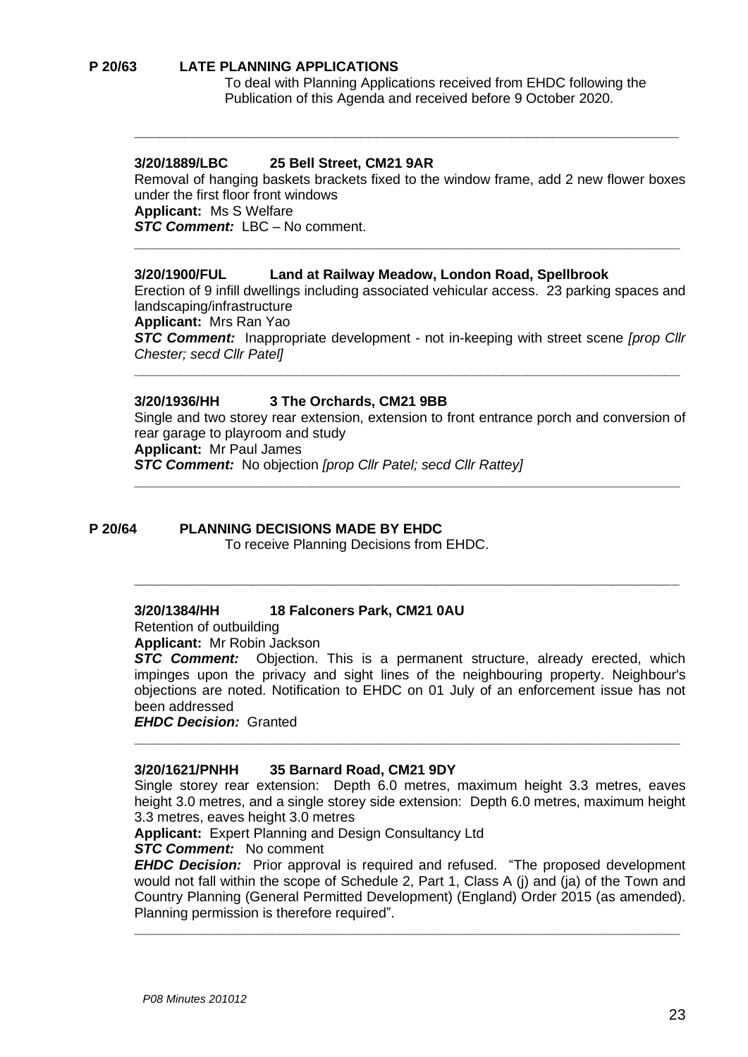## P 20/63 LATE PLANNING APPLICATIONS

To deal with Planning Applications received from EHDC following the Publication of this Agenda and received before 9 October 2020.

---

### 3/20/1889/LBC 25 Bell Street, CM21 9AR

Removal of hanging baskets brackets fixed to the window frame, add 2 new flower boxes under the first floor front windows

**Applicant:** Ms S Welfare

***STC Comment:*** LBC – No comment.

---

### 3/20/1900/FUL Land at Railway Meadow, London Road, Spellbrook

Erection of 9 infill dwellings including associated vehicular access. 23 parking spaces and landscaping/infrastructure

**Applicant:** Mrs Ran Yao

***STC Comment:*** Inappropriate development - not in-keeping with street scene *[prop Cllr Chester; secd Cllr Patel]*

---

### 3/20/1936/HH 3 The Orchards, CM21 9BB

Single and two storey rear extension, extension to front entrance porch and conversion of rear garage to playroom and study

**Applicant:** Mr Paul James

***STC Comment:*** No objection *[prop Cllr Patel; secd Cllr Rattey]*

---

## P 20/64 PLANNING DECISIONS MADE BY EHDC

To receive Planning Decisions from EHDC.

---

### 3/20/1384/HH 18 Falconers Park, CM21 0AU

Retention of outbuilding

**Applicant:** Mr Robin Jackson

***STC Comment:*** Objection. This is a permanent structure, already erected, which impinges upon the privacy and sight lines of the neighbouring property. Neighbour's objections are noted. Notification to EHDC on 01 July of an enforcement issue has not been addressed

***EHDC Decision:*** Granted

---

### 3/20/1621/PNHH 35 Barnard Road, CM21 9DY

Single storey rear extension: Depth 6.0 metres, maximum height 3.3 metres, eaves height 3.0 metres, and a single storey side extension: Depth 6.0 metres, maximum height 3.3 metres, eaves height 3.0 metres

**Applicant:** Expert Planning and Design Consultancy Ltd

***STC Comment:*** No comment

***EHDC Decision:*** Prior approval is required and refused. "The proposed development would not fall within the scope of Schedule 2, Part 1, Class A (j) and (ja) of the Town and Country Planning (General Permitted Development) (England) Order 2015 (as amended). Planning permission is therefore required".

---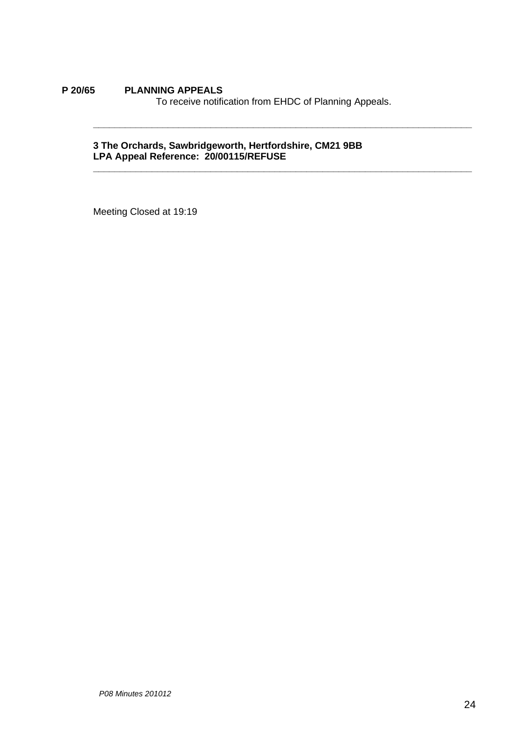**P 20/65 PLANNING APPEALS**

To receive notification from EHDC of Planning Appeals.

---

**3 The Orchards, Sawbridgeworth, Hertfordshire, CM21 9BB**
**LPA Appeal Reference: 20/00115/REFUSE**

---

Meeting Closed at 19:19